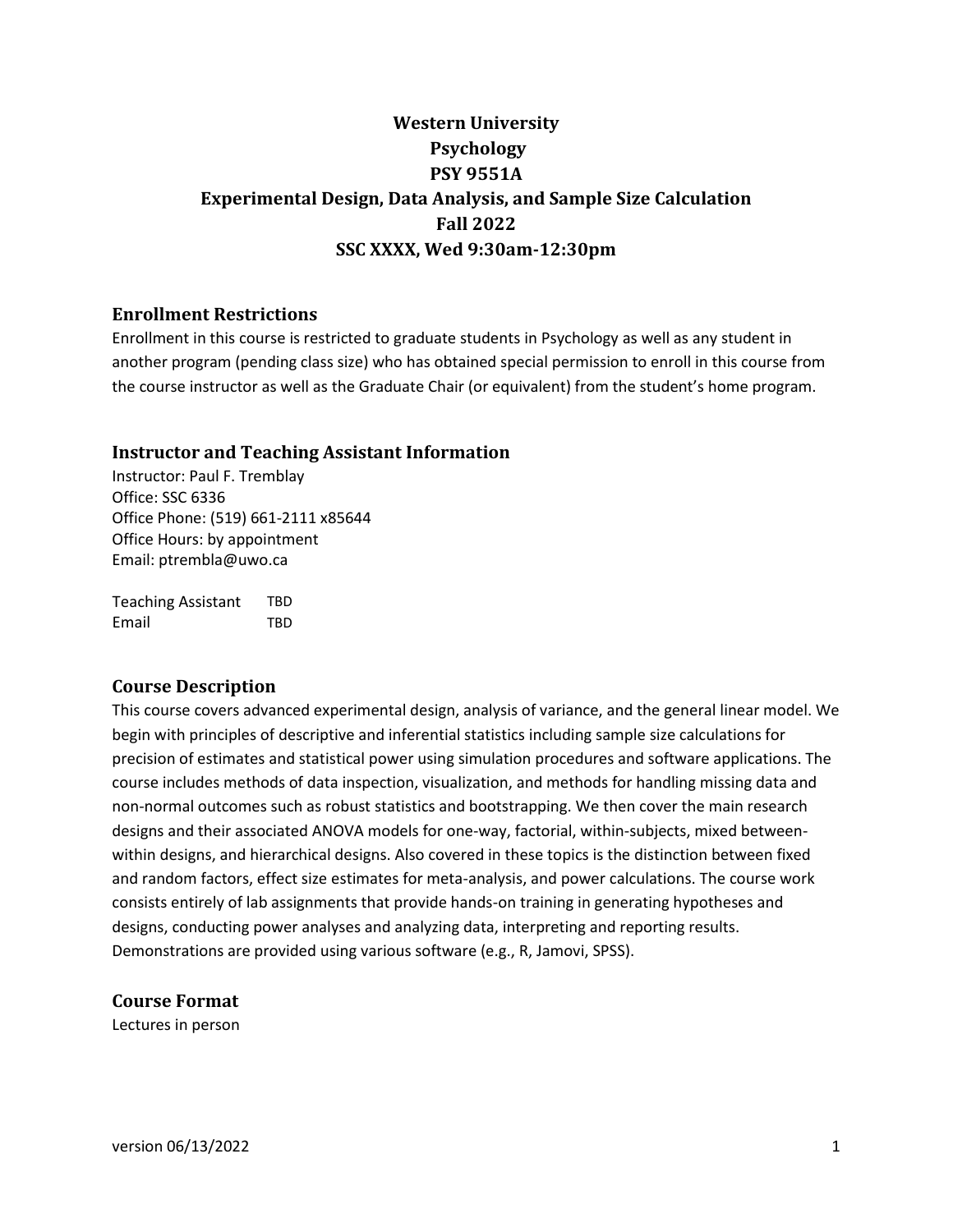# Western University
# Psychology
# PSY 9551A
# Experimental Design, Data Analysis, and Sample Size Calculation
# Fall 2022
# SSC XXXX, Wed 9:30am-12:30pm

## Enrollment Restrictions

Enrollment in this course is restricted to graduate students in Psychology as well as any student in another program (pending class size) who has obtained special permission to enroll in this course from the course instructor as well as the Graduate Chair (or equivalent) from the student's home program.

## Instructor and Teaching Assistant Information

Instructor: Paul F. Tremblay
Office: SSC 6336
Office Phone: (519) 661-2111 x85644
Office Hours: by appointment
Email: ptrembla@uwo.ca

Teaching Assistant TBD
Email TBD

## Course Description

This course covers advanced experimental design, analysis of variance, and the general linear model. We begin with principles of descriptive and inferential statistics including sample size calculations for precision of estimates and statistical power using simulation procedures and software applications. The course includes methods of data inspection, visualization, and methods for handling missing data and non-normal outcomes such as robust statistics and bootstrapping. We then cover the main research designs and their associated ANOVA models for one-way, factorial, within-subjects, mixed between-within designs, and hierarchical designs. Also covered in these topics is the distinction between fixed and random factors, effect size estimates for meta-analysis, and power calculations. The course work consists entirely of lab assignments that provide hands-on training in generating hypotheses and designs, conducting power analyses and analyzing data, interpreting and reporting results. Demonstrations are provided using various software (e.g., R, Jamovi, SPSS).

## Course Format

Lectures in person

version 06/13/2022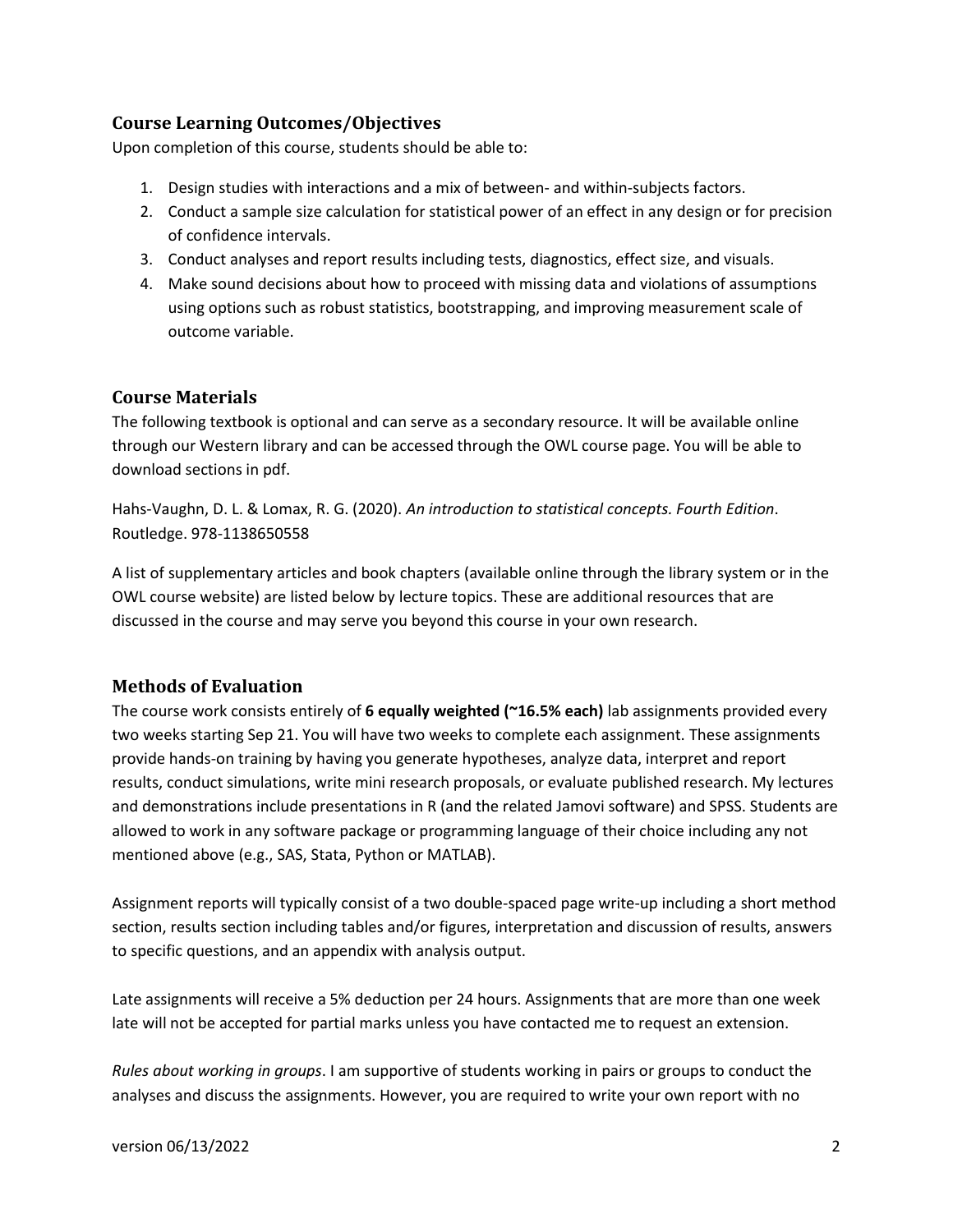## Course Learning Outcomes/Objectives

Upon completion of this course, students should be able to:

1. Design studies with interactions and a mix of between- and within-subjects factors.
2. Conduct a sample size calculation for statistical power of an effect in any design or for precision of confidence intervals.
3. Conduct analyses and report results including tests, diagnostics, effect size, and visuals.
4. Make sound decisions about how to proceed with missing data and violations of assumptions using options such as robust statistics, bootstrapping, and improving measurement scale of outcome variable.

## Course Materials

The following textbook is optional and can serve as a secondary resource. It will be available online through our Western library and can be accessed through the OWL course page. You will be able to download sections in pdf.

Hahs-Vaughn, D. L. & Lomax, R. G. (2020). *An introduction to statistical concepts. Fourth Edition*. Routledge. 978-1138650558

A list of supplementary articles and book chapters (available online through the library system or in the OWL course website) are listed below by lecture topics. These are additional resources that are discussed in the course and may serve you beyond this course in your own research.

## Methods of Evaluation

The course work consists entirely of **6 equally weighted (~16.5% each)** lab assignments provided every two weeks starting Sep 21. You will have two weeks to complete each assignment. These assignments provide hands-on training by having you generate hypotheses, analyze data, interpret and report results, conduct simulations, write mini research proposals, or evaluate published research. My lectures and demonstrations include presentations in R (and the related Jamovi software) and SPSS. Students are allowed to work in any software package or programming language of their choice including any not mentioned above (e.g., SAS, Stata, Python or MATLAB).

Assignment reports will typically consist of a two double-spaced page write-up including a short method section, results section including tables and/or figures, interpretation and discussion of results, answers to specific questions, and an appendix with analysis output.

Late assignments will receive a 5% deduction per 24 hours. Assignments that are more than one week late will not be accepted for partial marks unless you have contacted me to request an extension.

*Rules about working in groups*. I am supportive of students working in pairs or groups to conduct the analyses and discuss the assignments. However, you are required to write your own report with no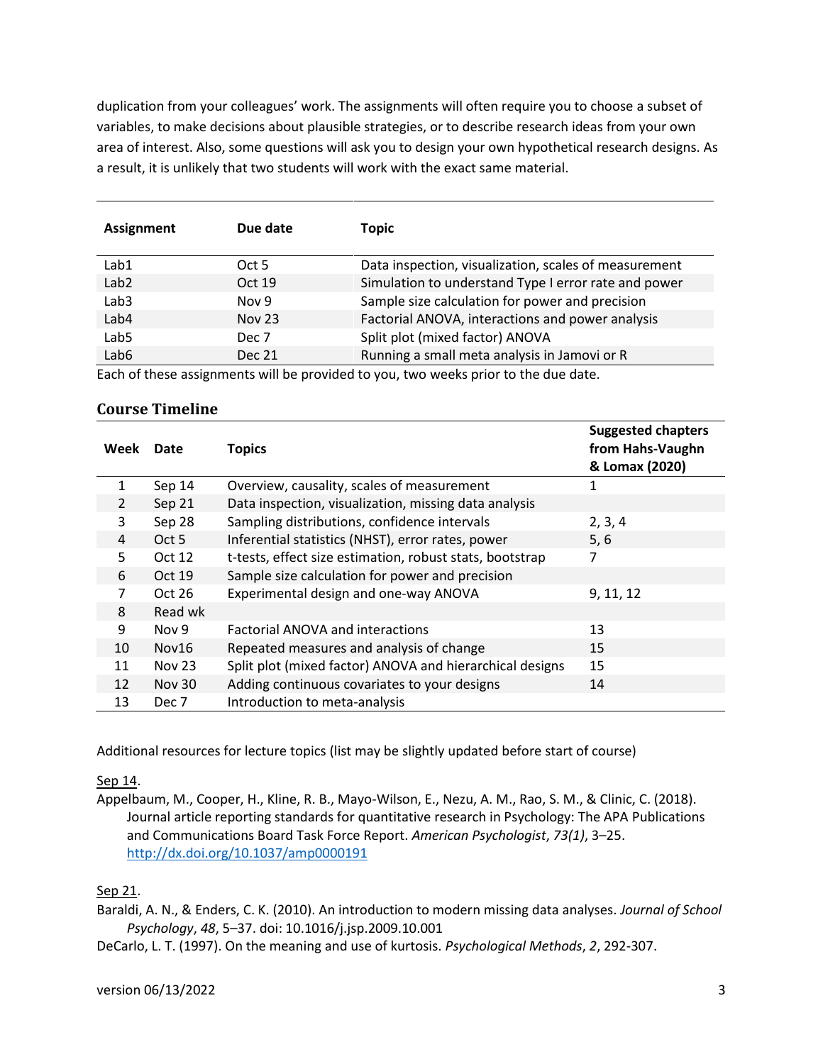duplication from your colleagues' work. The assignments will often require you to choose a subset of variables, to make decisions about plausible strategies, or to describe research ideas from your own area of interest. Also, some questions will ask you to design your own hypothetical research designs. As a result, it is unlikely that two students will work with the exact same material.

| Assignment | Due date | Topic |
|---|---|---|
| Lab1 | Oct 5 | Data inspection, visualization, scales of measurement |
| Lab2 | Oct 19 | Simulation to understand Type I error rate and power |
| Lab3 | Nov 9 | Sample size calculation for power and precision |
| Lab4 | Nov 23 | Factorial ANOVA, interactions and power analysis |
| Lab5 | Dec 7 | Split plot (mixed factor) ANOVA |
| Lab6 | Dec 21 | Running a small meta analysis in Jamovi or R |

Each of these assignments will be provided to you, two weeks prior to the due date.

## Course Timeline

| Week | Date | Topics | Suggested chapters from Hahs-Vaughn & Lomax (2020) |
|---|---|---|---|
| 1 | Sep 14 | Overview, causality, scales of measurement | 1 |
| 2 | Sep 21 | Data inspection, visualization, missing data analysis | |
| 3 | Sep 28 | Sampling distributions, confidence intervals | 2, 3, 4 |
| 4 | Oct 5 | Inferential statistics (NHST), error rates, power | 5, 6 |
| 5 | Oct 12 | t-tests, effect size estimation, robust stats, bootstrap | 7 |
| 6 | Oct 19 | Sample size calculation for power and precision | |
| 7 | Oct 26 | Experimental design and one-way ANOVA | 9, 11, 12 |
| 8 | Read wk | | |
| 9 | Nov 9 | Factorial ANOVA and interactions | 13 |
| 10 | Nov16 | Repeated measures and analysis of change | 15 |
| 11 | Nov 23 | Split plot (mixed factor) ANOVA and hierarchical designs | 15 |
| 12 | Nov 30 | Adding continuous covariates to your designs | 14 |
| 13 | Dec 7 | Introduction to meta-analysis | |

Additional resources for lecture topics (list may be slightly updated before start of course)

Sep 14.

Appelbaum, M., Cooper, H., Kline, R. B., Mayo-Wilson, E., Nezu, A. M., Rao, S. M., & Clinic, C. (2018). Journal article reporting standards for quantitative research in Psychology: The APA Publications and Communications Board Task Force Report. *American Psychologist*, *73(1)*, 3–25. http://dx.doi.org/10.1037/amp0000191

Sep 21.

Baraldi, A. N., & Enders, C. K. (2010). An introduction to modern missing data analyses. *Journal of School Psychology*, *48*, 5–37. doi: 10.1016/j.jsp.2009.10.001

DeCarlo, L. T. (1997). On the meaning and use of kurtosis. *Psychological Methods*, *2*, 292-307.

version 06/13/2022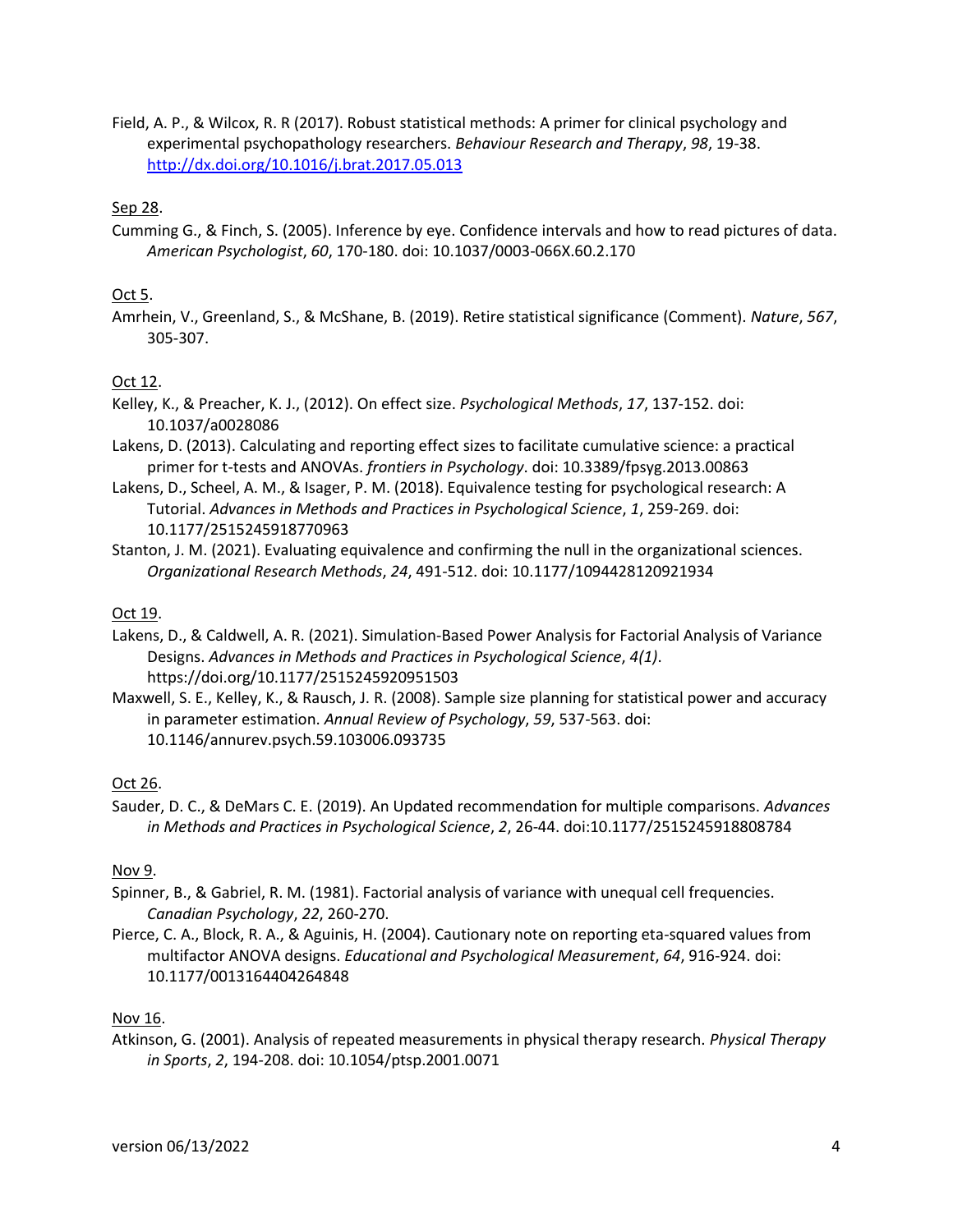Field, A. P., & Wilcox, R. R (2017). Robust statistical methods: A primer for clinical psychology and experimental psychopathology researchers. *Behaviour Research and Therapy*, *98*, 19-38. [http://dx.doi.org/10.1016/j.brat.2017.05.013](http://dx.doi.org/10.1016/j.brat.2017.05.013)

Sep 28.

Cumming G., & Finch, S. (2005). Inference by eye. Confidence intervals and how to read pictures of data. *American Psychologist*, *60*, 170-180. doi: 10.1037/0003-066X.60.2.170

Oct 5.

Amrhein, V., Greenland, S., & McShane, B. (2019). Retire statistical significance (Comment). *Nature*, *567*, 305-307.

Oct 12.

Kelley, K., & Preacher, K. J., (2012). On effect size. *Psychological Methods*, *17*, 137-152. doi: 10.1037/a0028086

Lakens, D. (2013). Calculating and reporting effect sizes to facilitate cumulative science: a practical primer for t-tests and ANOVAs. *frontiers in Psychology*. doi: 10.3389/fpsyg.2013.00863

Lakens, D., Scheel, A. M., & Isager, P. M. (2018). Equivalence testing for psychological research: A Tutorial. *Advances in Methods and Practices in Psychological Science*, *1*, 259-269. doi: 10.1177/2515245918770963

Stanton, J. M. (2021). Evaluating equivalence and confirming the null in the organizational sciences. *Organizational Research Methods*, *24*, 491-512. doi: 10.1177/1094428120921934

Oct 19.

Lakens, D., & Caldwell, A. R. (2021). Simulation-Based Power Analysis for Factorial Analysis of Variance Designs. *Advances in Methods and Practices in Psychological Science*, *4(1)*. https://doi.org/10.1177/2515245920951503

Maxwell, S. E., Kelley, K., & Rausch, J. R. (2008). Sample size planning for statistical power and accuracy in parameter estimation. *Annual Review of Psychology*, *59*, 537-563. doi: 10.1146/annurev.psych.59.103006.093735

Oct 26.

Sauder, D. C., & DeMars C. E. (2019). An Updated recommendation for multiple comparisons. *Advances in Methods and Practices in Psychological Science*, *2*, 26-44. doi:10.1177/2515245918808784

Nov 9.

Spinner, B., & Gabriel, R. M. (1981). Factorial analysis of variance with unequal cell frequencies. *Canadian Psychology*, *22*, 260-270.

Pierce, C. A., Block, R. A., & Aguinis, H. (2004). Cautionary note on reporting eta-squared values from multifactor ANOVA designs. *Educational and Psychological Measurement*, *64*, 916-924. doi: 10.1177/0013164404264848

Nov 16.

Atkinson, G. (2001). Analysis of repeated measurements in physical therapy research. *Physical Therapy in Sports*, *2*, 194-208. doi: 10.1054/ptsp.2001.0071

version 06/13/2022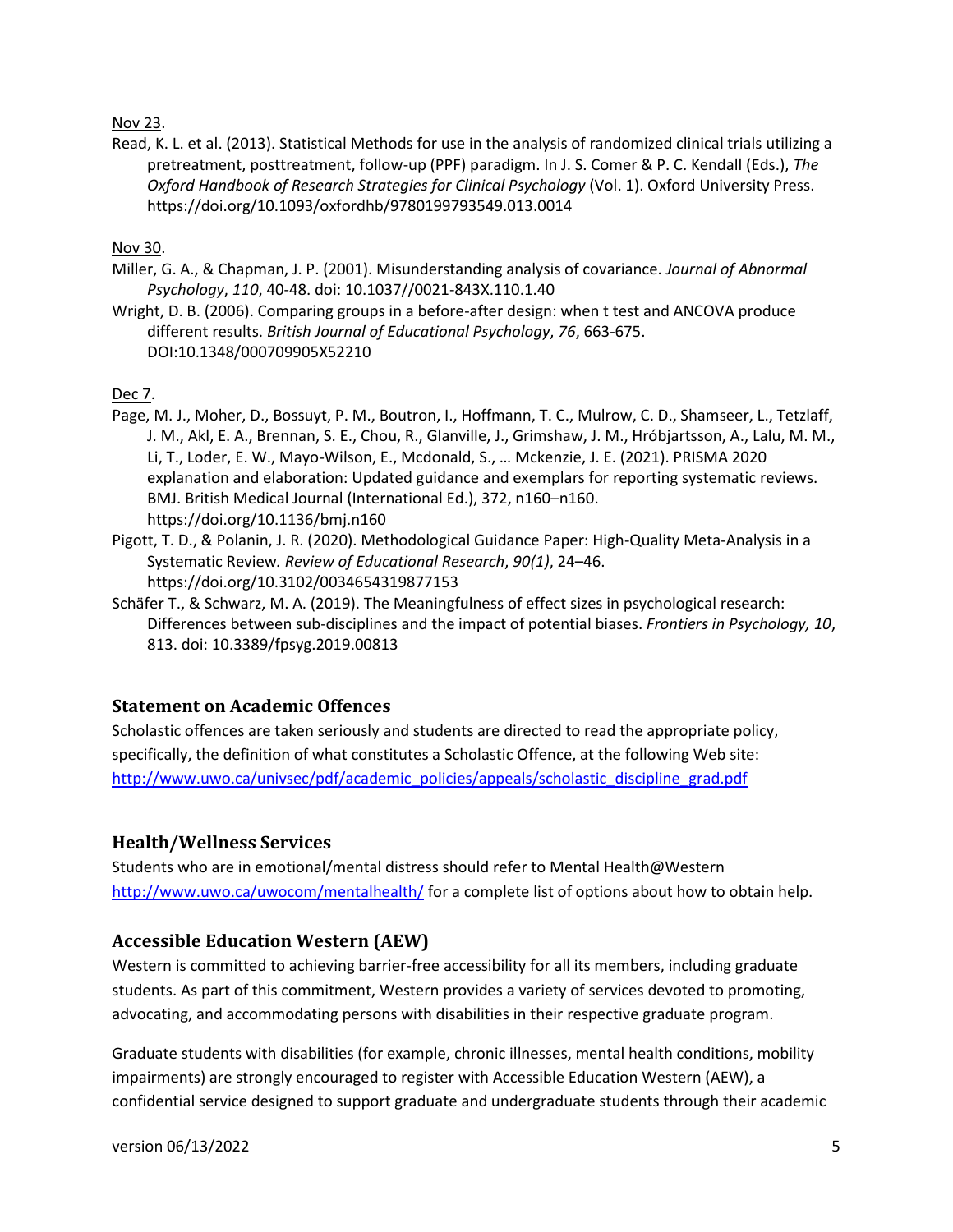Nov 23.

Read, K. L. et al. (2013). Statistical Methods for use in the analysis of randomized clinical trials utilizing a pretreatment, posttreatment, follow-up (PPF) paradigm. In J. S. Comer & P. C. Kendall (Eds.), *The Oxford Handbook of Research Strategies for Clinical Psychology* (Vol. 1). Oxford University Press. https://doi.org/10.1093/oxfordhb/9780199793549.013.0014

Nov 30.

Miller, G. A., & Chapman, J. P. (2001). Misunderstanding analysis of covariance. *Journal of Abnormal Psychology*, *110*, 40-48. doi: 10.1037//0021-843X.110.1.40

Wright, D. B. (2006). Comparing groups in a before-after design: when t test and ANCOVA produce different results. *British Journal of Educational Psychology*, *76*, 663-675. DOI:10.1348/000709905X52210

Dec 7.

Page, M. J., Moher, D., Bossuyt, P. M., Boutron, I., Hoffmann, T. C., Mulrow, C. D., Shamseer, L., Tetzlaff, J. M., Akl, E. A., Brennan, S. E., Chou, R., Glanville, J., Grimshaw, J. M., Hróbjartsson, A., Lalu, M. M., Li, T., Loder, E. W., Mayo-Wilson, E., Mcdonald, S., … Mckenzie, J. E. (2021). PRISMA 2020 explanation and elaboration: Updated guidance and exemplars for reporting systematic reviews. BMJ. British Medical Journal (International Ed.), 372, n160–n160. https://doi.org/10.1136/bmj.n160

Pigott, T. D., & Polanin, J. R. (2020). Methodological Guidance Paper: High-Quality Meta-Analysis in a Systematic Review. *Review of Educational Research*, *90(1)*, 24–46. https://doi.org/10.3102/0034654319877153

Schäfer T., & Schwarz, M. A. (2019). The Meaningfulness of effect sizes in psychological research: Differences between sub-disciplines and the impact of potential biases. *Frontiers in Psychology, 10*, 813. doi: 10.3389/fpsyg.2019.00813

## Statement on Academic Offences

Scholastic offences are taken seriously and students are directed to read the appropriate policy, specifically, the definition of what constitutes a Scholastic Offence, at the following Web site: http://www.uwo.ca/univsec/pdf/academic_policies/appeals/scholastic_discipline_grad.pdf

## Health/Wellness Services

Students who are in emotional/mental distress should refer to Mental Health@Western http://www.uwo.ca/uwocom/mentalhealth/ for a complete list of options about how to obtain help.

## Accessible Education Western (AEW)

Western is committed to achieving barrier-free accessibility for all its members, including graduate students. As part of this commitment, Western provides a variety of services devoted to promoting, advocating, and accommodating persons with disabilities in their respective graduate program.

Graduate students with disabilities (for example, chronic illnesses, mental health conditions, mobility impairments) are strongly encouraged to register with Accessible Education Western (AEW), a confidential service designed to support graduate and undergraduate students through their academic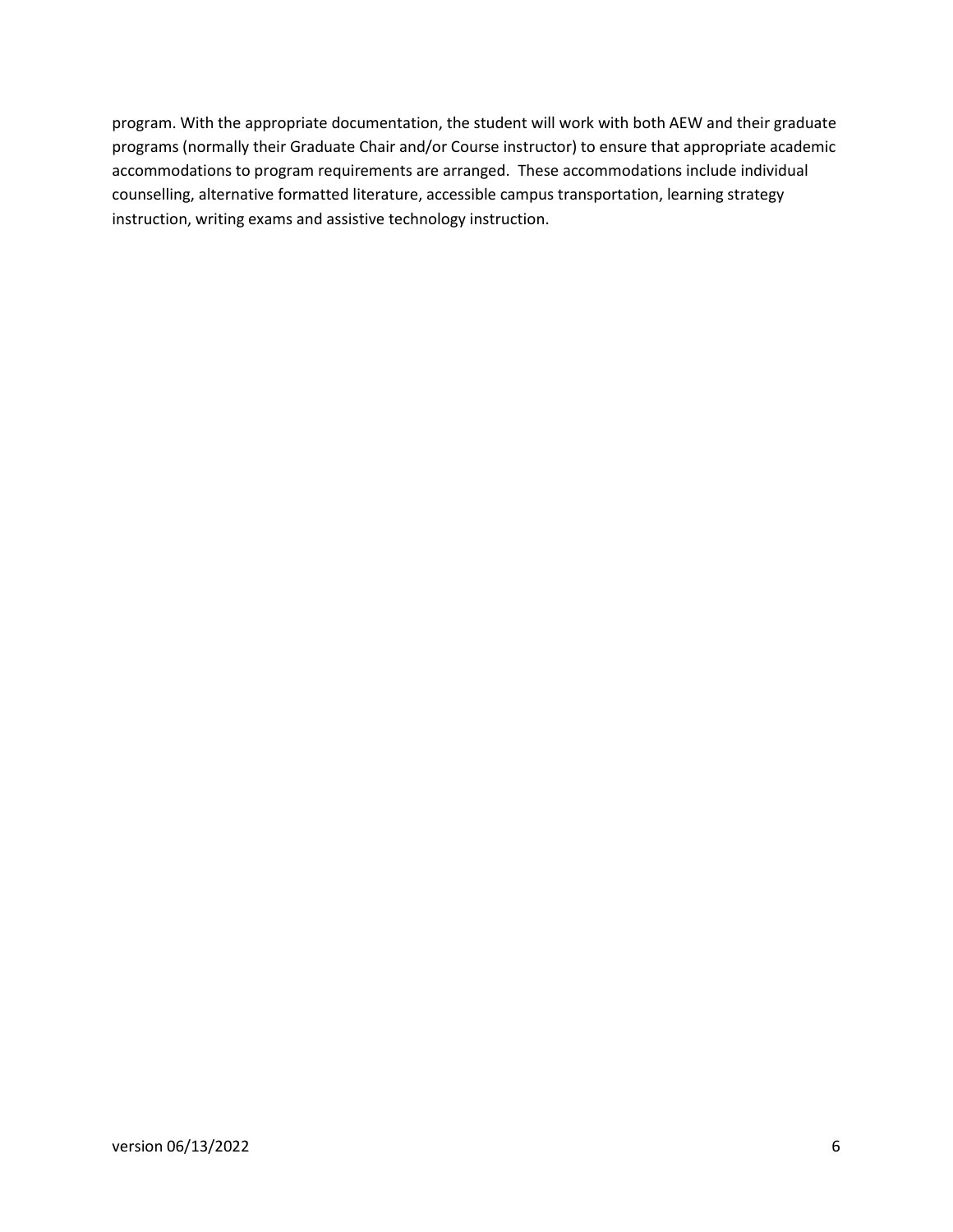program. With the appropriate documentation, the student will work with both AEW and their graduate programs (normally their Graduate Chair and/or Course instructor) to ensure that appropriate academic accommodations to program requirements are arranged. These accommodations include individual counselling, alternative formatted literature, accessible campus transportation, learning strategy instruction, writing exams and assistive technology instruction.